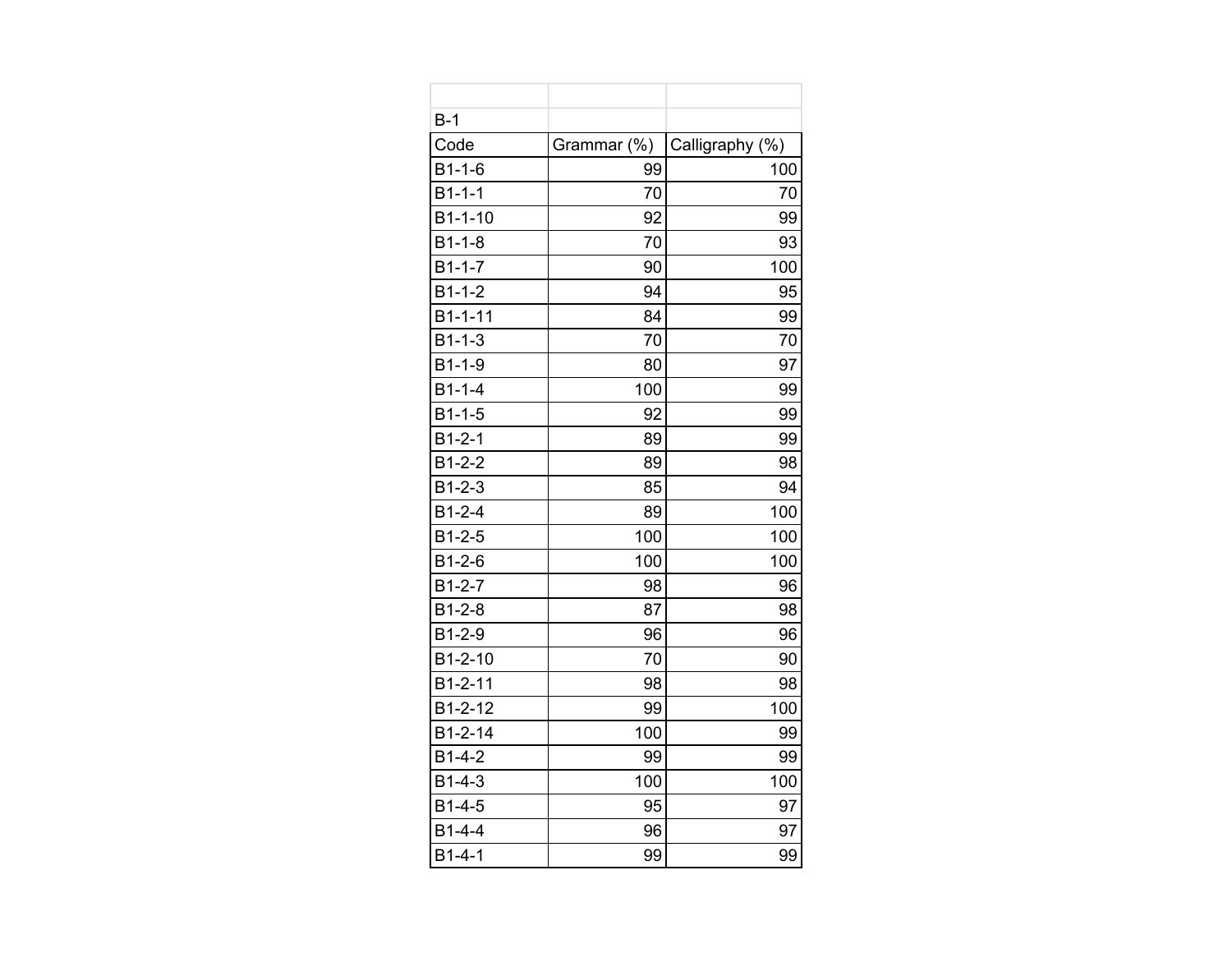B-1

| Code | Grammar (%) | Calligraphy (%) |
|---|---|---|
| B1-1-6 | 99 | 100 |
| B1-1-1 | 70 | 70 |
| B1-1-10 | 92 | 99 |
| B1-1-8 | 70 | 93 |
| B1-1-7 | 90 | 100 |
| B1-1-2 | 94 | 95 |
| B1-1-11 | 84 | 99 |
| B1-1-3 | 70 | 70 |
| B1-1-9 | 80 | 97 |
| B1-1-4 | 100 | 99 |
| B1-1-5 | 92 | 99 |
| B1-2-1 | 89 | 99 |
| B1-2-2 | 89 | 98 |
| B1-2-3 | 85 | 94 |
| B1-2-4 | 89 | 100 |
| B1-2-5 | 100 | 100 |
| B1-2-6 | 100 | 100 |
| B1-2-7 | 98 | 96 |
| B1-2-8 | 87 | 98 |
| B1-2-9 | 96 | 96 |
| B1-2-10 | 70 | 90 |
| B1-2-11 | 98 | 98 |
| B1-2-12 | 99 | 100 |
| B1-2-14 | 100 | 99 |
| B1-4-2 | 99 | 99 |
| B1-4-3 | 100 | 100 |
| B1-4-5 | 95 | 97 |
| B1-4-4 | 96 | 97 |
| B1-4-1 | 99 | 99 |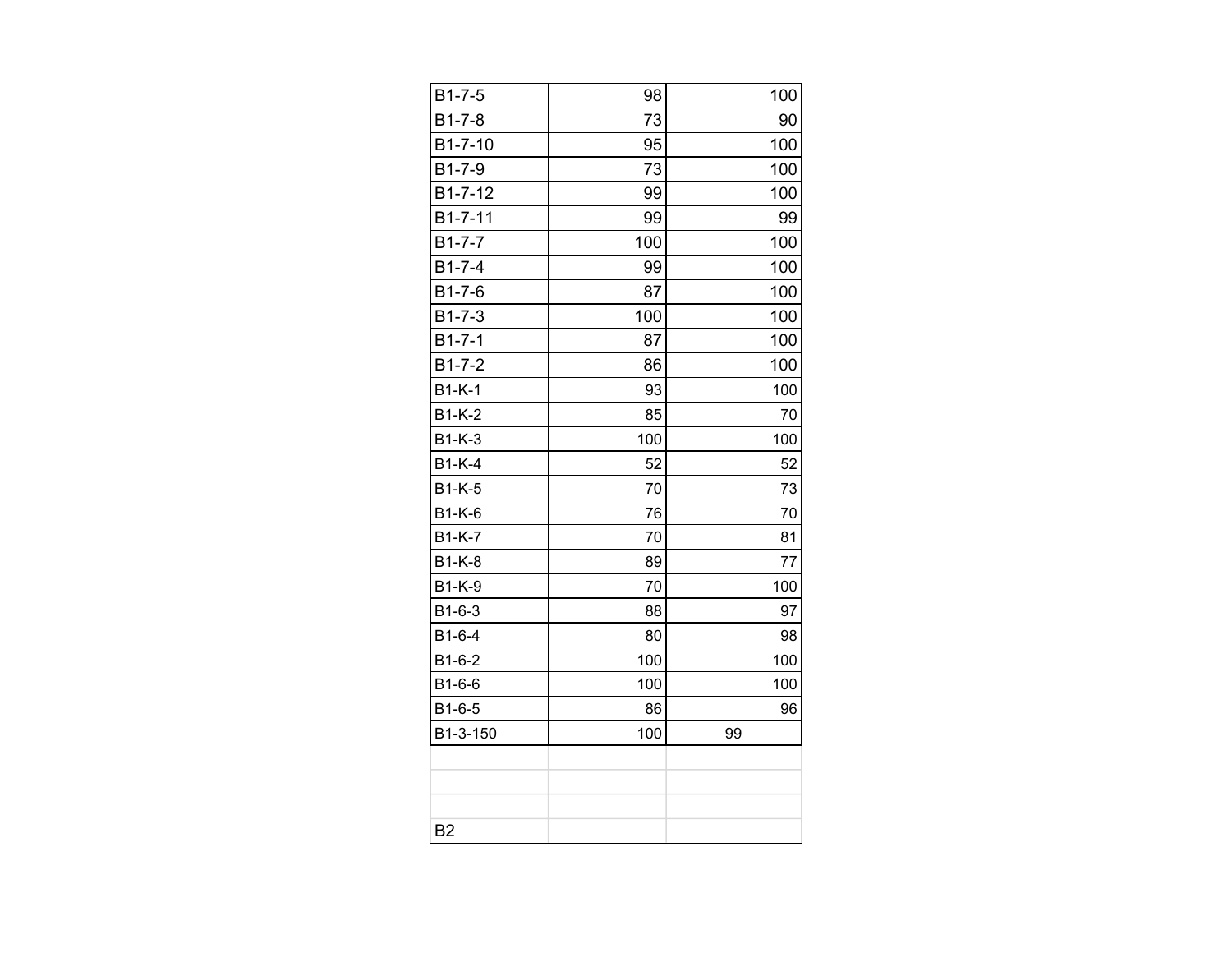| | | |
|---|---|---|
| B1-7-5 | 98 | 100 |
| B1-7-8 | 73 | 90 |
| B1-7-10 | 95 | 100 |
| B1-7-9 | 73 | 100 |
| B1-7-12 | 99 | 100 |
| B1-7-11 | 99 | 99 |
| B1-7-7 | 100 | 100 |
| B1-7-4 | 99 | 100 |
| B1-7-6 | 87 | 100 |
| B1-7-3 | 100 | 100 |
| B1-7-1 | 87 | 100 |
| B1-7-2 | 86 | 100 |
| B1-K-1 | 93 | 100 |
| B1-K-2 | 85 | 70 |
| B1-K-3 | 100 | 100 |
| B1-K-4 | 52 | 52 |
| B1-K-5 | 70 | 73 |
| B1-K-6 | 76 | 70 |
| B1-K-7 | 70 | 81 |
| B1-K-8 | 89 | 77 |
| B1-K-9 | 70 | 100 |
| B1-6-3 | 88 | 97 |
| B1-6-4 | 80 | 98 |
| B1-6-2 | 100 | 100 |
| B1-6-6 | 100 | 100 |
| B1-6-5 | 86 | 96 |
| B1-3-150 | 100 | 99 |
| | | |
| | | |
| | | |
| B2 | | |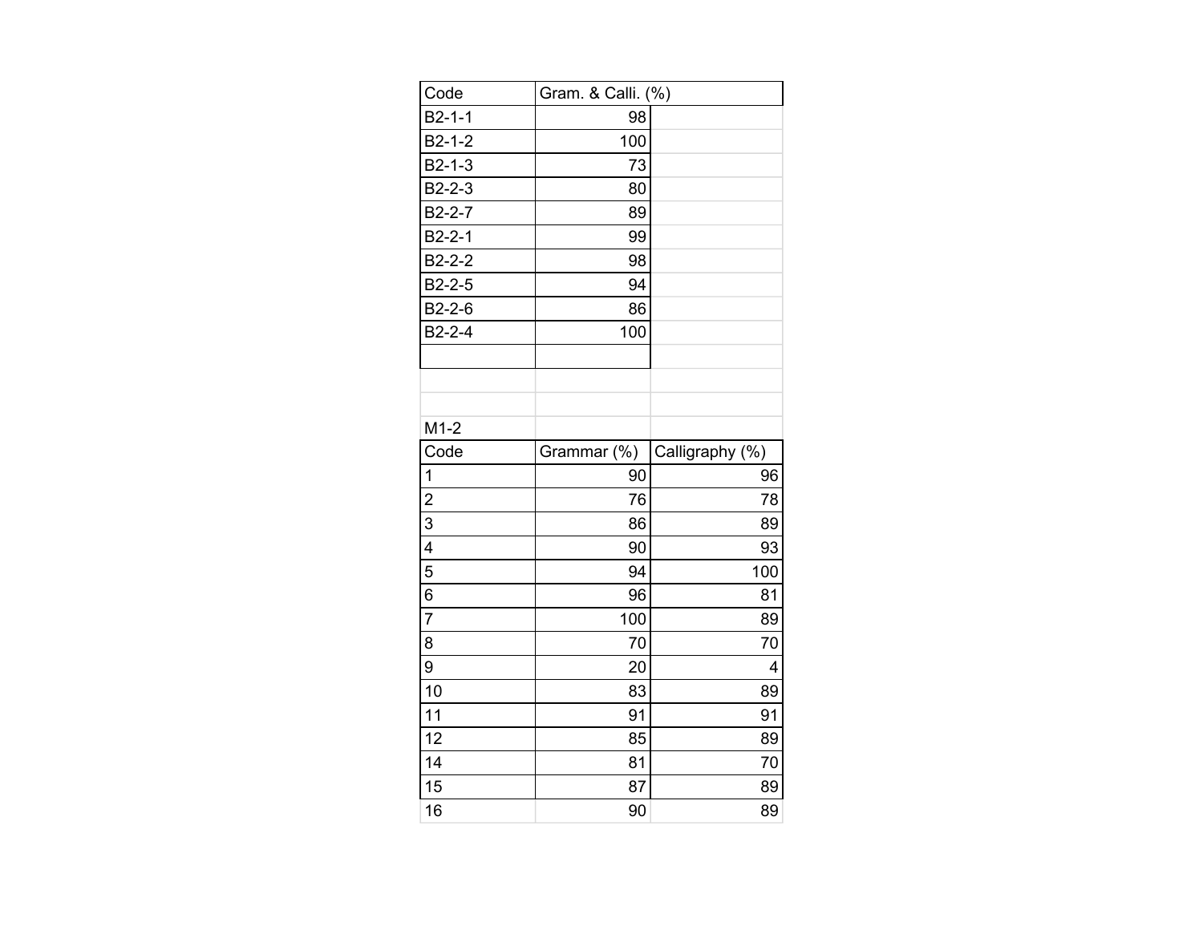| Code | Gram. & Calli. (%) |
| --- | --- |
| B2-1-1 | 98 |
| B2-1-2 | 100 |
| B2-1-3 | 73 |
| B2-2-3 | 80 |
| B2-2-7 | 89 |
| B2-2-1 | 99 |
| B2-2-2 | 98 |
| B2-2-5 | 94 |
| B2-2-6 | 86 |
| B2-2-4 | 100 |
| | |

M1-2

| Code | Grammar (%) | Calligraphy (%) |
| --- | --- | --- |
| 1 | 90 | 96 |
| 2 | 76 | 78 |
| 3 | 86 | 89 |
| 4 | 90 | 93 |
| 5 | 94 | 100 |
| 6 | 96 | 81 |
| 7 | 100 | 89 |
| 8 | 70 | 70 |
| 9 | 20 | 4 |
| 10 | 83 | 89 |
| 11 | 91 | 91 |
| 12 | 85 | 89 |
| 14 | 81 | 70 |
| 15 | 87 | 89 |
| 16 | 90 | 89 |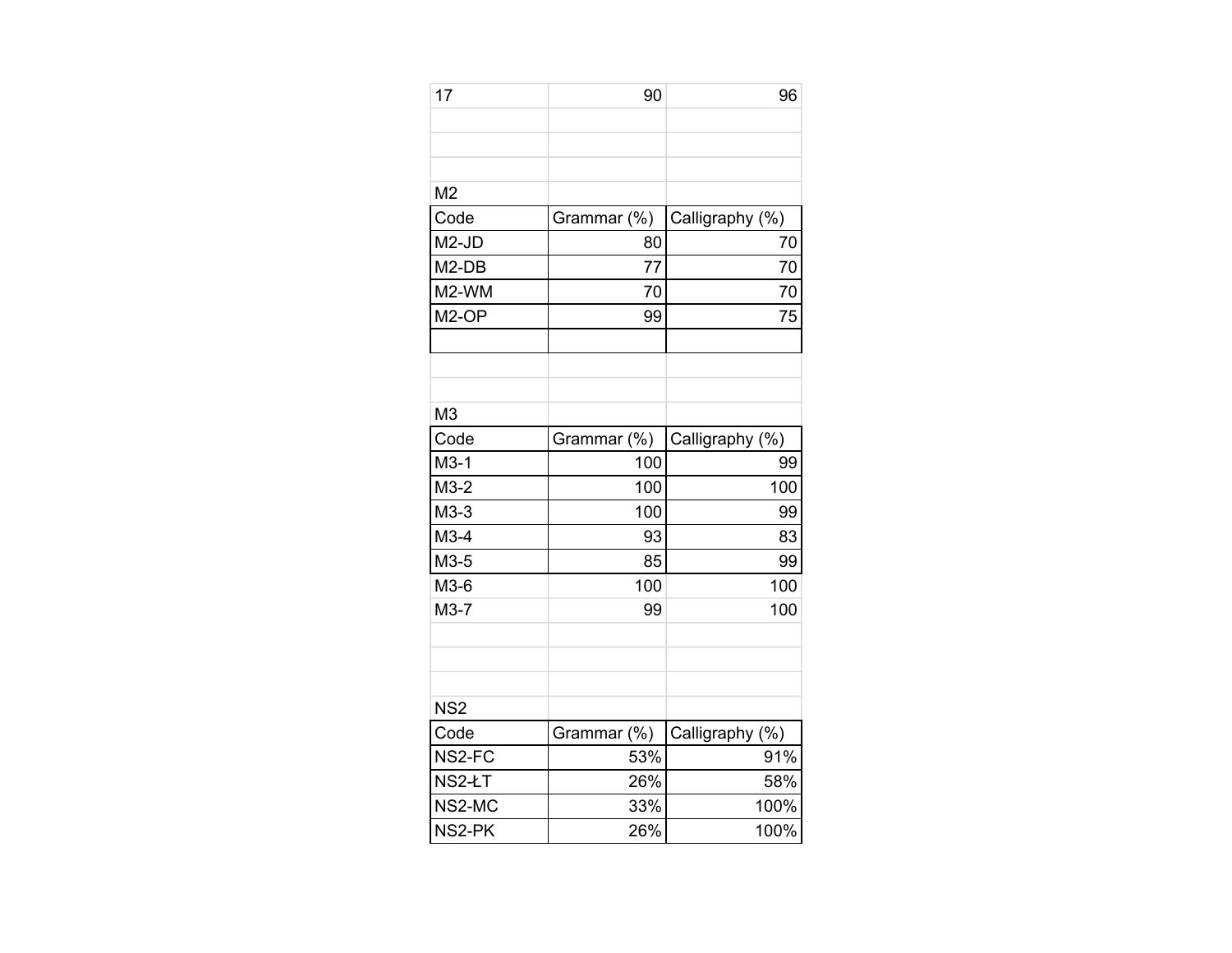| 17 | 90 | 96 |
|---|---|---|

M2

| Code | Grammar (%) | Calligraphy (%) |
|---|---|---|
| M2-JD | 80 | 70 |
| M2-DB | 77 | 70 |
| M2-WM | 70 | 70 |
| M2-OP | 99 | 75 |
| | | |

M3

| Code | Grammar (%) | Calligraphy (%) |
|---|---|---|
| M3-1 | 100 | 99 |
| M3-2 | 100 | 100 |
| M3-3 | 100 | 99 |
| M3-4 | 93 | 83 |
| M3-5 | 85 | 99 |
| M3-6 | 100 | 100 |
| M3-7 | 99 | 100 |

NS2

| Code | Grammar (%) | Calligraphy (%) |
|---|---|---|
| NS2-FC | 53% | 91% |
| NS2-ŁT | 26% | 58% |
| NS2-MC | 33% | 100% |
| NS2-PK | 26% | 100% |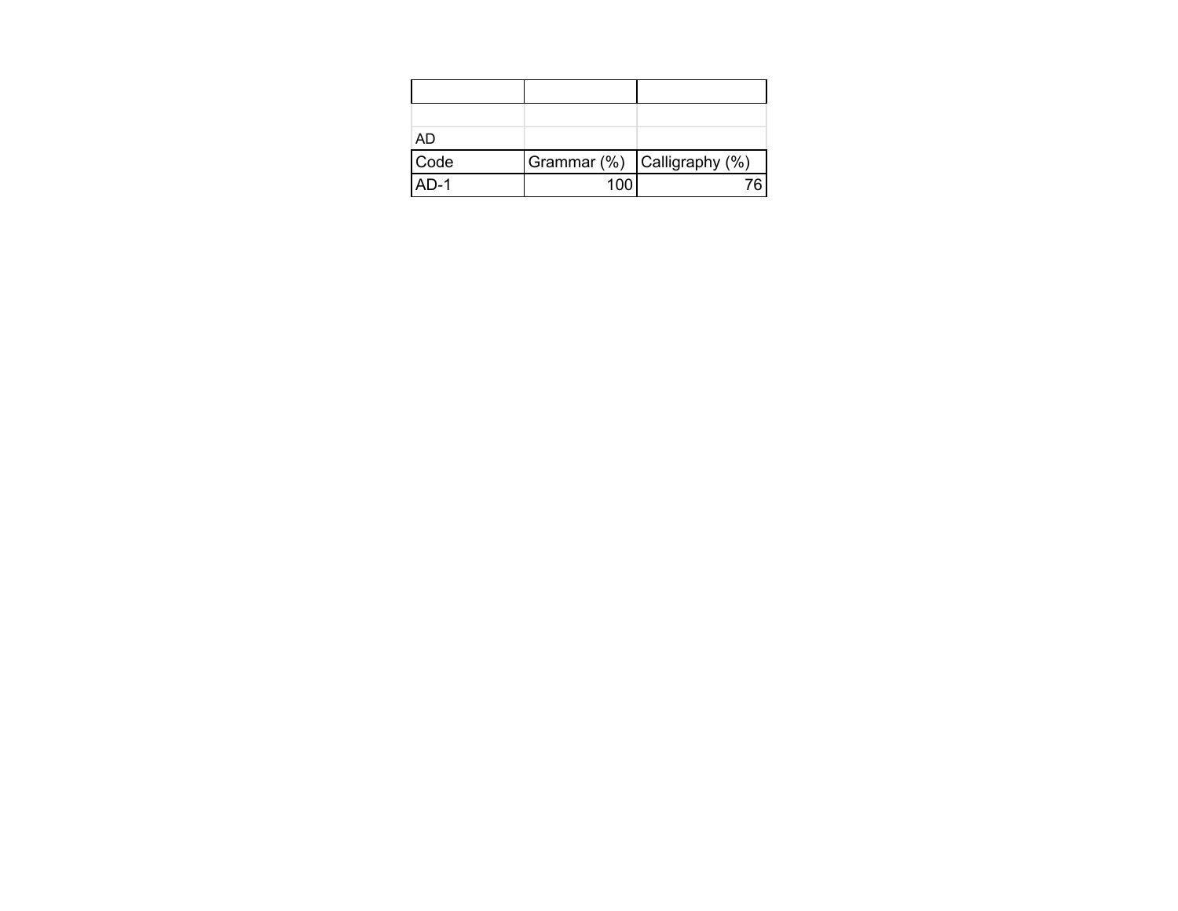AD

| Code | Grammar (%) | Calligraphy (%) |
| --- | --- | --- |
| AD-1 | 100 | 76 |